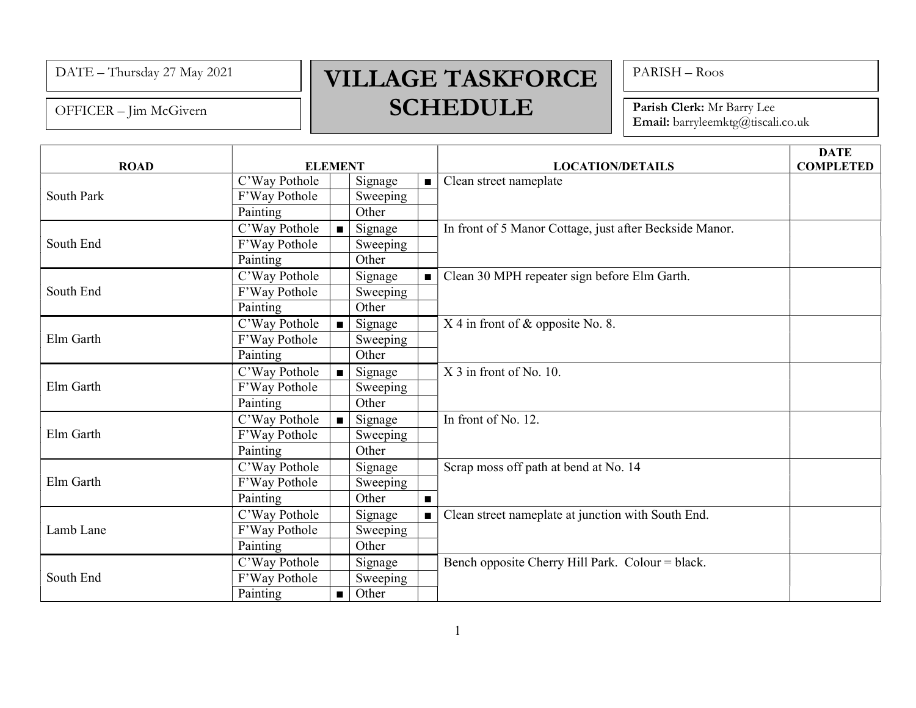DATE – Thursday 27 May 2021

OFFICER – Jim McGivern

# VILLAGE TASKFORCE SCHEDULE

PARISH – Roos

**Parish Clerk:** Mr Barry Lee
**Email:** barryleemktg@tiscali.co.uk

| ROAD | ELEMENT | | | | LOCATION/DETAILS | DATE COMPLETED |
|---|---|---|---|---|---|---|
| South Park | C'Way Pothole | | Signage | ■ | Clean street nameplate | |
| | F'Way Pothole | | Sweeping | | | |
| | Painting | | Other | | | |
| South End | C'Way Pothole | ■ | Signage | | In front of 5 Manor Cottage, just after Beckside Manor. | |
| | F'Way Pothole | | Sweeping | | | |
| | Painting | | Other | | | |
| South End | C'Way Pothole | | Signage | ■ | Clean 30 MPH repeater sign before Elm Garth. | |
| | F'Way Pothole | | Sweeping | | | |
| | Painting | | Other | | | |
| Elm Garth | C'Way Pothole | ■ | Signage | | X 4 in front of & opposite No. 8. | |
| | F'Way Pothole | | Sweeping | | | |
| | Painting | | Other | | | |
| Elm Garth | C'Way Pothole | ■ | Signage | | X 3 in front of No. 10. | |
| | F'Way Pothole | | Sweeping | | | |
| | Painting | | Other | | | |
| Elm Garth | C'Way Pothole | ■ | Signage | | In front of No. 12. | |
| | F'Way Pothole | | Sweeping | | | |
| | Painting | | Other | | | |
| Elm Garth | C'Way Pothole | | Signage | | Scrap moss off path at bend at No. 14 | |
| | F'Way Pothole | | Sweeping | | | |
| | Painting | | Other | ■ | | |
| Lamb Lane | C'Way Pothole | | Signage | ■ | Clean street nameplate at junction with South End. | |
| | F'Way Pothole | | Sweeping | | | |
| | Painting | | Other | | | |
| South End | C'Way Pothole | | Signage | | Bench opposite Cherry Hill Park. Colour = black. | |
| | F'Way Pothole | | Sweeping | | | |
| | Painting | ■ | Other | | | |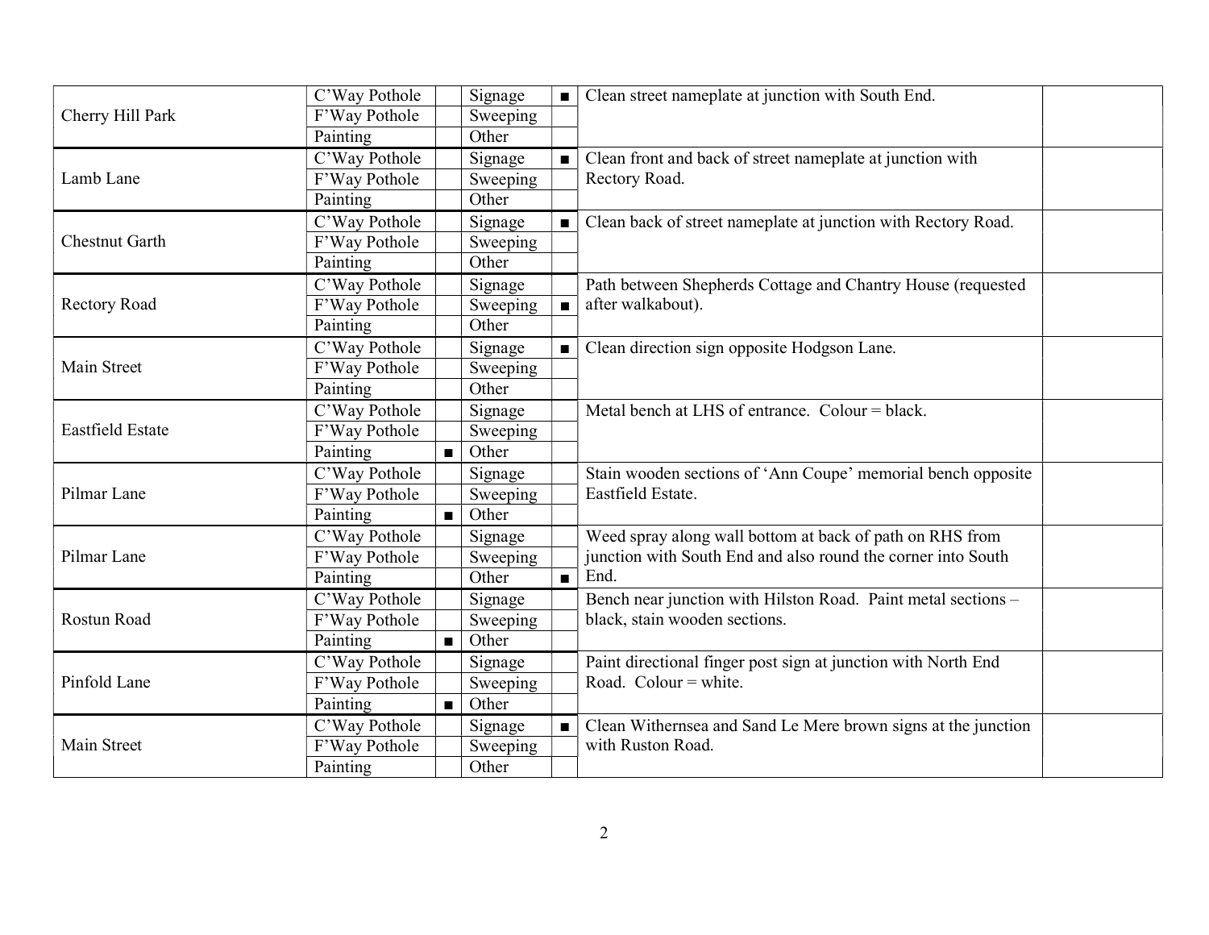| | | | | | Description | |
|---|---|---|---|---|---|---|
| Cherry Hill Park | C'Way Pothole | | Signage | ■ | Clean street nameplate at junction with South End. | |
| | F'Way Pothole | | Sweeping | | | |
| | Painting | | Other | | | |
| Lamb Lane | C'Way Pothole | | Signage | ■ | Clean front and back of street nameplate at junction with Rectory Road. | |
| | F'Way Pothole | | Sweeping | | | |
| | Painting | | Other | | | |
| Chestnut Garth | C'Way Pothole | | Signage | ■ | Clean back of street nameplate at junction with Rectory Road. | |
| | F'Way Pothole | | Sweeping | | | |
| | Painting | | Other | | | |
| Rectory Road | C'Way Pothole | | Signage | | Path between Shepherds Cottage and Chantry House (requested after walkabout). | |
| | F'Way Pothole | | Sweeping | ■ | | |
| | Painting | | Other | | | |
| Main Street | C'Way Pothole | | Signage | ■ | Clean direction sign opposite Hodgson Lane. | |
| | F'Way Pothole | | Sweeping | | | |
| | Painting | | Other | | | |
| Eastfield Estate | C'Way Pothole | | Signage | | Metal bench at LHS of entrance. Colour = black. | |
| | F'Way Pothole | | Sweeping | | | |
| | Painting | ■ | Other | | | |
| Pilmar Lane | C'Way Pothole | | Signage | | Stain wooden sections of 'Ann Coupe' memorial bench opposite Eastfield Estate. | |
| | F'Way Pothole | | Sweeping | | | |
| | Painting | ■ | Other | | | |
| Pilmar Lane | C'Way Pothole | | Signage | | Weed spray along wall bottom at back of path on RHS from junction with South End and also round the corner into South End. | |
| | F'Way Pothole | | Sweeping | | | |
| | Painting | | Other | ■ | | |
| Rostun Road | C'Way Pothole | | Signage | | Bench near junction with Hilston Road. Paint metal sections – black, stain wooden sections. | |
| | F'Way Pothole | | Sweeping | | | |
| | Painting | ■ | Other | | | |
| Pinfold Lane | C'Way Pothole | | Signage | | Paint directional finger post sign at junction with North End Road. Colour = white. | |
| | F'Way Pothole | | Sweeping | | | |
| | Painting | ■ | Other | | | |
| Main Street | C'Way Pothole | | Signage | ■ | Clean Withernsea and Sand Le Mere brown signs at the junction with Ruston Road. | |
| | F'Way Pothole | | Sweeping | | | |
| | Painting | | Other | | | |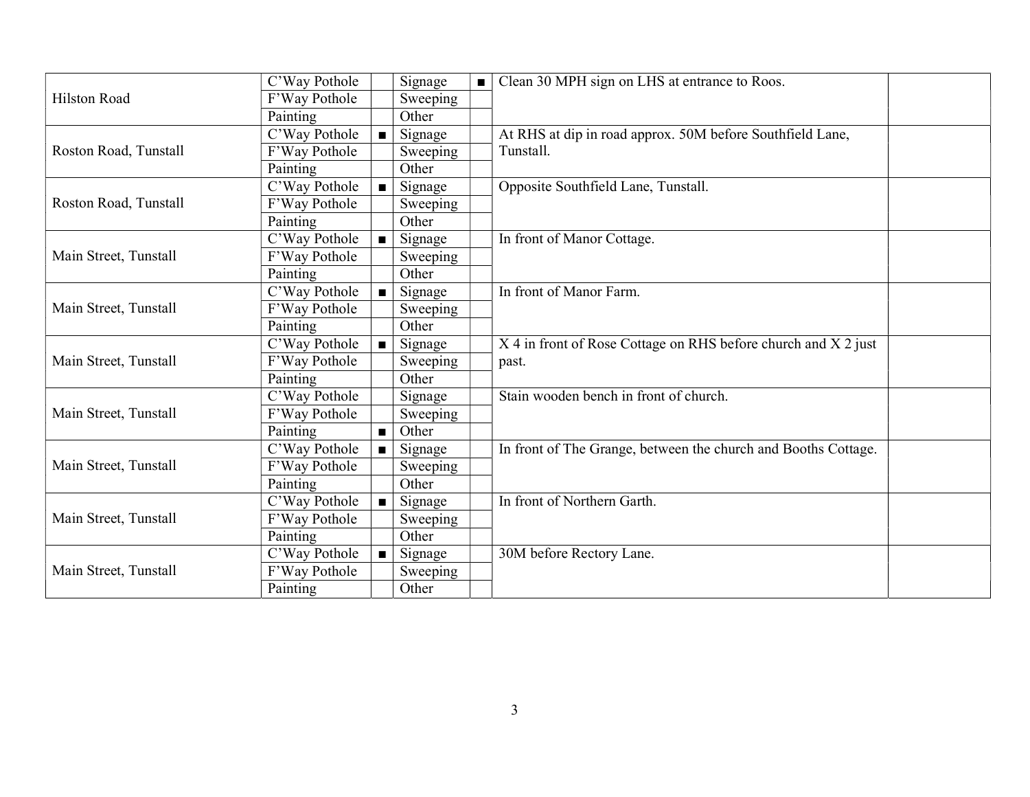| | | | | | | |
|---|---|---|---|---|---|---|
| Hilston Road | C'Way Pothole | | Signage | ■ | Clean 30 MPH sign on LHS at entrance to Roos. | |
| | F'Way Pothole | | Sweeping | | | |
| | Painting | | Other | | | |
| Roston Road, Tunstall | C'Way Pothole | ■ | Signage | | At RHS at dip in road approx. 50M before Southfield Lane, Tunstall. | |
| | F'Way Pothole | | Sweeping | | | |
| | Painting | | Other | | | |
| Roston Road, Tunstall | C'Way Pothole | ■ | Signage | | Opposite Southfield Lane, Tunstall. | |
| | F'Way Pothole | | Sweeping | | | |
| | Painting | | Other | | | |
| Main Street, Tunstall | C'Way Pothole | ■ | Signage | | In front of Manor Cottage. | |
| | F'Way Pothole | | Sweeping | | | |
| | Painting | | Other | | | |
| Main Street, Tunstall | C'Way Pothole | ■ | Signage | | In front of Manor Farm. | |
| | F'Way Pothole | | Sweeping | | | |
| | Painting | | Other | | | |
| Main Street, Tunstall | C'Way Pothole | ■ | Signage | | X 4 in front of Rose Cottage on RHS before church and X 2 just past. | |
| | F'Way Pothole | | Sweeping | | | |
| | Painting | | Other | | | |
| Main Street, Tunstall | C'Way Pothole | | Signage | | Stain wooden bench in front of church. | |
| | F'Way Pothole | | Sweeping | | | |
| | Painting | ■ | Other | | | |
| Main Street, Tunstall | C'Way Pothole | ■ | Signage | | In front of The Grange, between the church and Booths Cottage. | |
| | F'Way Pothole | | Sweeping | | | |
| | Painting | | Other | | | |
| Main Street, Tunstall | C'Way Pothole | ■ | Signage | | In front of Northern Garth. | |
| | F'Way Pothole | | Sweeping | | | |
| | Painting | | Other | | | |
| Main Street, Tunstall | C'Way Pothole | ■ | Signage | | 30M before Rectory Lane. | |
| | F'Way Pothole | | Sweeping | | | |
| | Painting | | Other | | | |